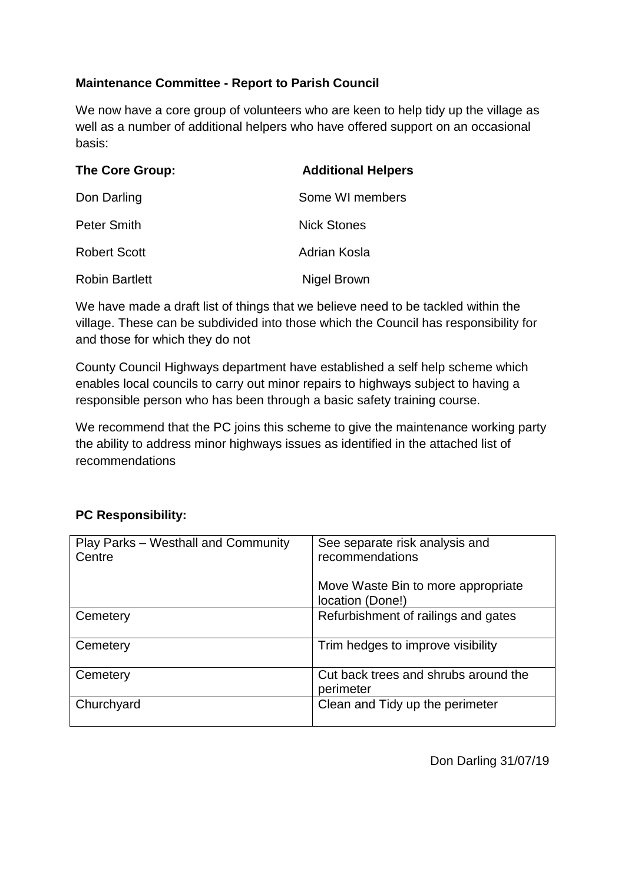**Maintenance Committee - Report to Parish Council**

We now have a core group of volunteers who are keen to help tidy up the village as well as a number of additional helpers who have offered support on an occasional basis:

| **The Core Group:** | **Additional Helpers** |
| --- | --- |
| Don Darling | Some WI members |
| Peter Smith | Nick Stones |
| Robert Scott | Adrian Kosla |
| Robin Bartlett | Nigel Brown |

We have made a draft list of things that we believe need to be tackled within the village. These can be subdivided into those which the Council has responsibility for and those for which they do not

County Council Highways department have established a self help scheme which enables local councils to carry out minor repairs to highways subject to having a responsible person who has been through a basic safety training course.

We recommend that the PC joins this scheme to give the maintenance working party the ability to address minor highways issues as identified in the attached list of recommendations

**PC Responsibility:**

| | |
| --- | --- |
| Play Parks – Westhall and Community Centre | See separate risk analysis and recommendations<br><br>Move Waste Bin to more appropriate location (Done!) |
| Cemetery | Refurbishment of railings and gates |
| Cemetery | Trim hedges to improve visibility |
| Cemetery | Cut back trees and shrubs around the perimeter |
| Churchyard | Clean and Tidy up the perimeter |

Don Darling 31/07/19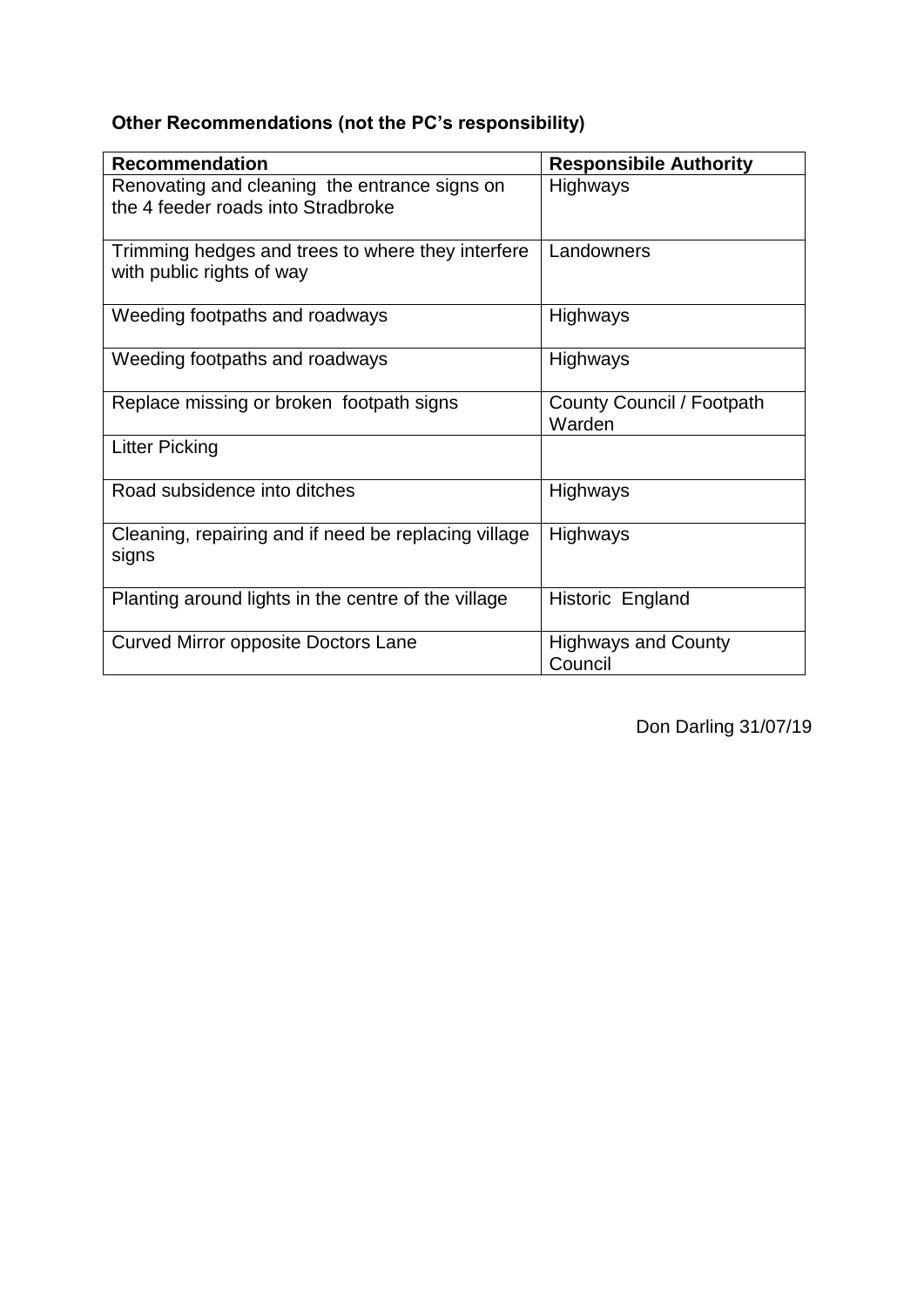**Other Recommendations (not the PC's responsibility)**

| Recommendation | Responsibile Authority |
|---|---|
| Renovating and cleaning the entrance signs on the 4 feeder roads into Stradbroke | Highways |
| Trimming hedges and trees to where they interfere with public rights of way | Landowners |
| Weeding footpaths and roadways | Highways |
| Weeding footpaths and roadways | Highways |
| Replace missing or broken footpath signs | County Council / Footpath Warden |
| Litter Picking | |
| Road subsidence into ditches | Highways |
| Cleaning, repairing and if need be replacing village signs | Highways |
| Planting around lights in the centre of the village | Historic England |
| Curved Mirror opposite Doctors Lane | Highways and County Council |

Don Darling 31/07/19